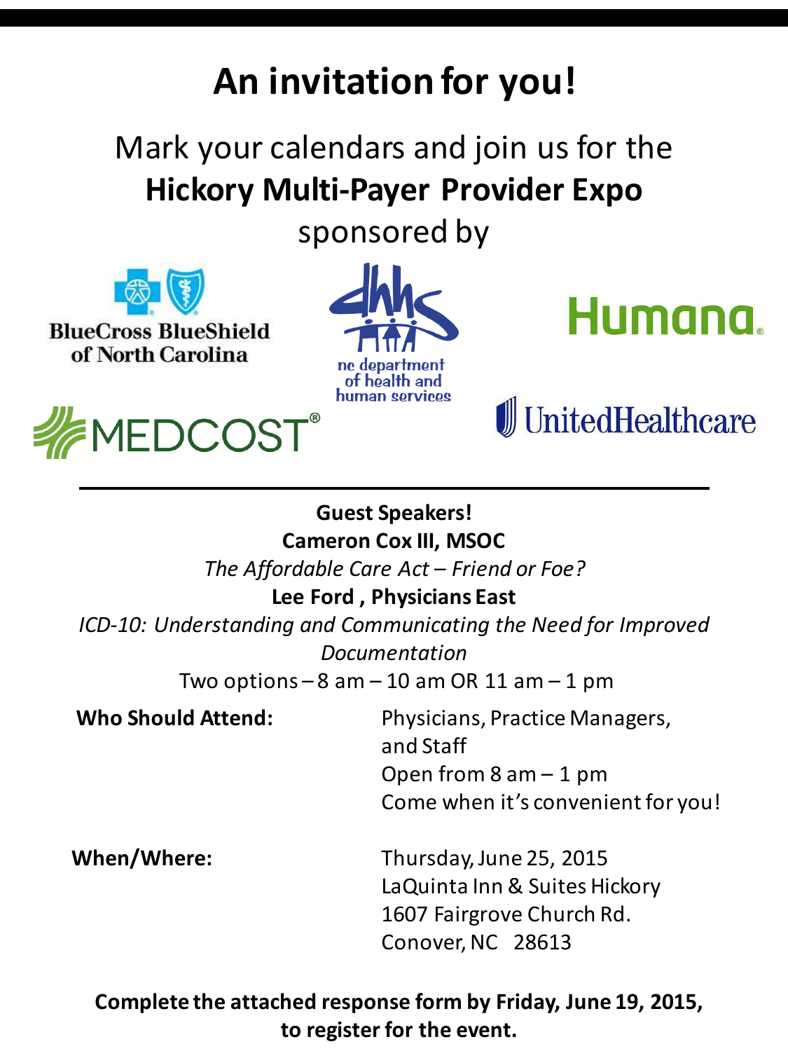# An invitation for you!

Mark your calendars and join us for the

**Hickory Multi-Payer Provider Expo**

sponsored by

BlueCross BlueShield of North Carolina

nc department of health and human services

Humana

MEDCOST

UnitedHealthcare

---

**Guest Speakers!**

**Cameron Cox III, MSOC**

*The Affordable Care Act – Friend or Foe?*

**Lee Ford , Physicians East**

*ICD-10: Understanding and Communicating the Need for Improved Documentation*

Two options – 8 am – 10 am OR 11 am – 1 pm

**Who Should Attend:**

Physicians, Practice Managers, and Staff
Open from 8 am – 1 pm
Come when it's convenient for you!

**When/Where:**

Thursday, June 25, 2015
LaQuinta Inn & Suites Hickory
1607 Fairgrove Church Rd.
Conover, NC 28613

**Complete the attached response form by Friday, June 19, 2015, to register for the event.**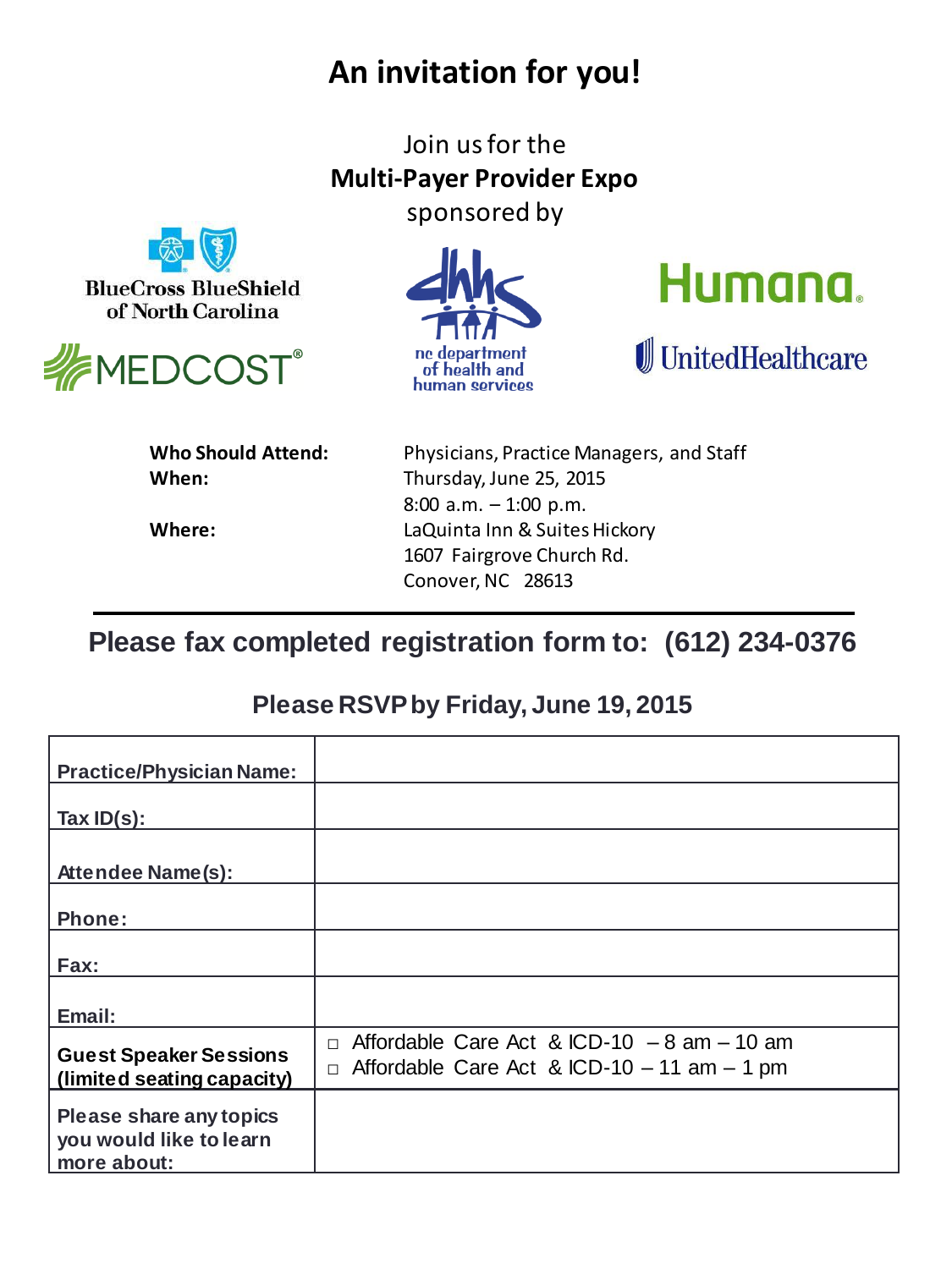# An invitation for you!

Join us for the
**Multi-Payer Provider Expo**
sponsored by

BlueCross BlueShield of North Carolina

MEDCOST®

nc department of health and human services

Humana.

UnitedHealthcare

| | |
|---|---|
| **Who Should Attend:** | Physicians, Practice Managers, and Staff |
| **When:** | Thursday, June 25, 2015<br>8:00 a.m. – 1:00 p.m. |
| **Where:** | LaQuinta Inn & Suites Hickory<br>1607 Fairgrove Church Rd.<br>Conover, NC 28613 |

---

## Please fax completed registration form to: (612) 234-0376

### Please RSVP by Friday, June 19, 2015

| | |
|---|---|
| **Practice/Physician Name:** | |
| **Tax ID(s):** | |
| **Attendee Name(s):** | |
| **Phone:** | |
| **Fax:** | |
| **Email:** | |
| **Guest Speaker Sessions (limited seating capacity)** | □ Affordable Care Act & ICD-10 – 8 am – 10 am<br>□ Affordable Care Act & ICD-10 – 11 am – 1 pm |
| **Please share any topics you would like to learn more about:** | |